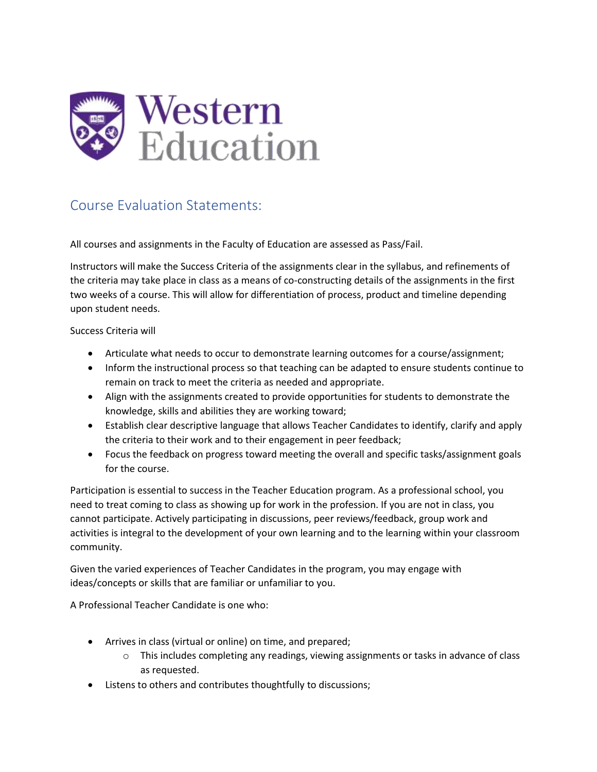Western Education

## Course Evaluation Statements:

All courses and assignments in the Faculty of Education are assessed as Pass/Fail.

Instructors will make the Success Criteria of the assignments clear in the syllabus, and refinements of the criteria may take place in class as a means of co-constructing details of the assignments in the first two weeks of a course. This will allow for differentiation of process, product and timeline depending upon student needs.

Success Criteria will

- Articulate what needs to occur to demonstrate learning outcomes for a course/assignment;
- Inform the instructional process so that teaching can be adapted to ensure students continue to remain on track to meet the criteria as needed and appropriate.
- Align with the assignments created to provide opportunities for students to demonstrate the knowledge, skills and abilities they are working toward;
- Establish clear descriptive language that allows Teacher Candidates to identify, clarify and apply the criteria to their work and to their engagement in peer feedback;
- Focus the feedback on progress toward meeting the overall and specific tasks/assignment goals for the course.

Participation is essential to success in the Teacher Education program. As a professional school, you need to treat coming to class as showing up for work in the profession. If you are not in class, you cannot participate. Actively participating in discussions, peer reviews/feedback, group work and activities is integral to the development of your own learning and to the learning within your classroom community.

Given the varied experiences of Teacher Candidates in the program, you may engage with ideas/concepts or skills that are familiar or unfamiliar to you.

A Professional Teacher Candidate is one who:

- Arrives in class (virtual or online) on time, and prepared;
    - This includes completing any readings, viewing assignments or tasks in advance of class as requested.
- Listens to others and contributes thoughtfully to discussions;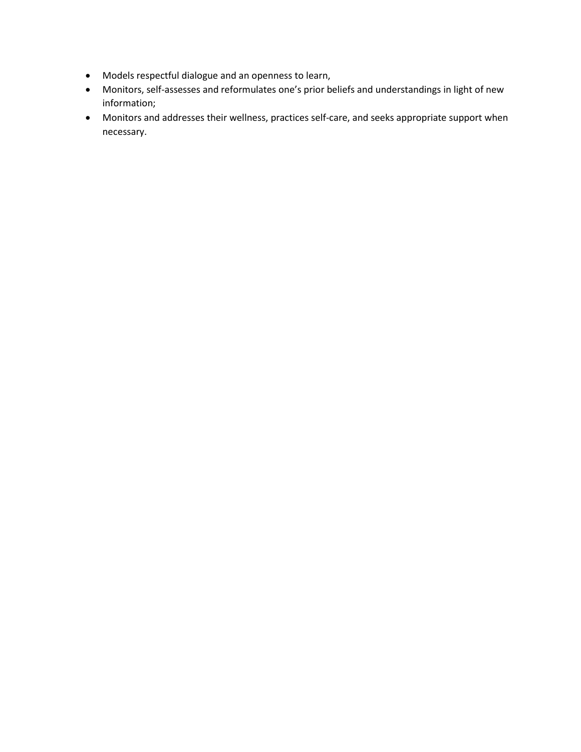- Models respectful dialogue and an openness to learn,
- Monitors, self-assesses and reformulates one's prior beliefs and understandings in light of new information;
- Monitors and addresses their wellness, practices self-care, and seeks appropriate support when necessary.